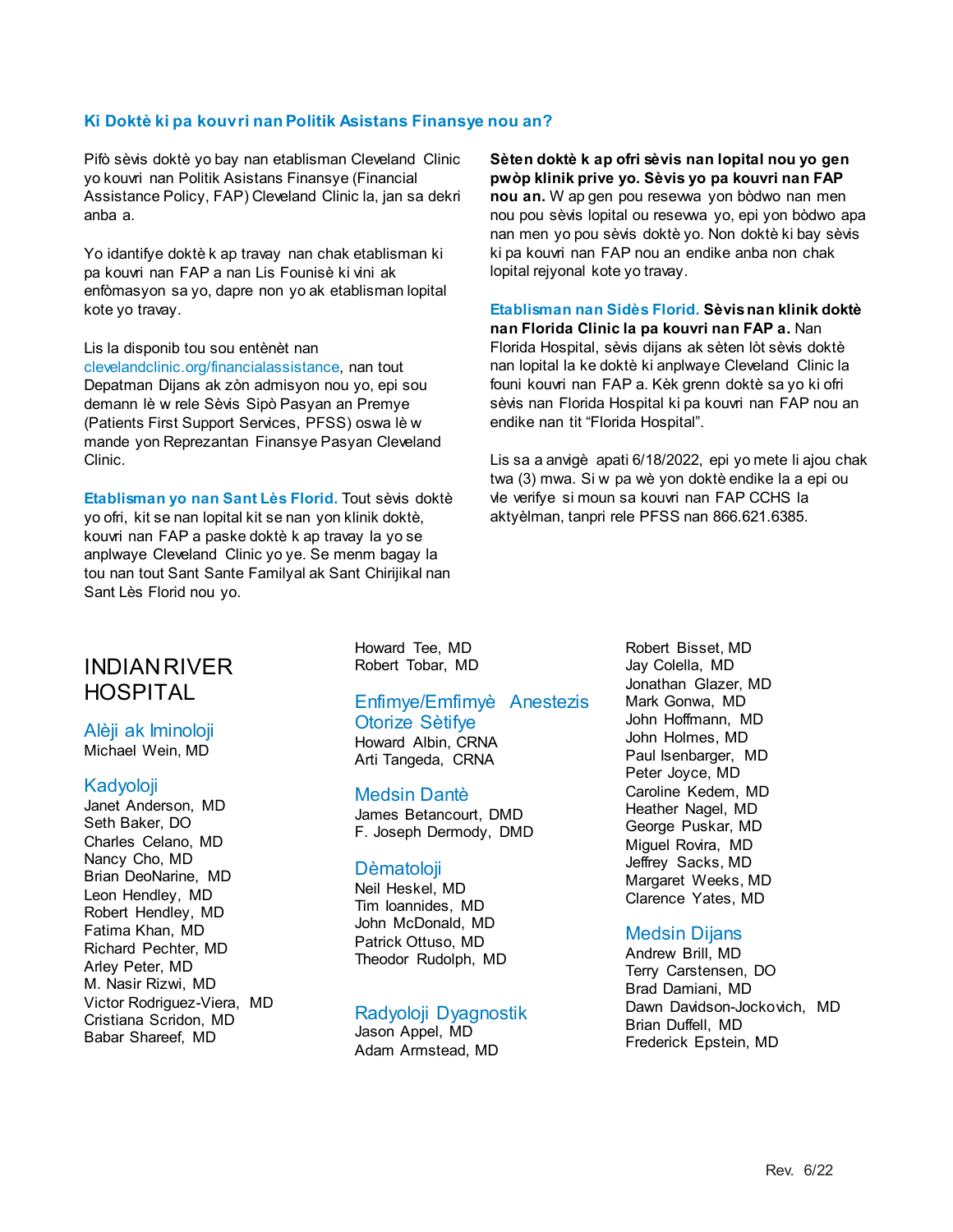## Ki Doktè ki pa kouvri nan Politik Asistans Finansye nou an?

Pifò sèvis doktè yo bay nan etablisman Cleveland Clinic yo kouvri nan Politik Asistans Finansye (Financial Assistance Policy, FAP) Cleveland Clinic la, jan sa dekri anba a.

Yo idantifye doktè k ap travay nan chak etablisman ki pa kouvri nan FAP a nan Lis Founisè ki vini ak enfòmasyon sa yo, dapre non yo ak etablisman lopital kote yo travay.

Lis la disponib tou sou entènèt nan clevelandclinic.org/financialassistance, nan tout Depatman Dijans ak zòn admisyon nou yo, epi sou demann lè w rele Sèvis Sipò Pasyan an Premye (Patients First Support Services, PFSS) oswa lè w mande yon Reprezantan Finansye Pasyan Cleveland Clinic.

**Etablisman yo nan Sant Lès Florid.** Tout sèvis doktè yo ofri, kit se nan lopital kit se nan yon klinik doktè, kouvri nan FAP a paske doktè k ap travay la yo se anplwaye Cleveland Clinic yo ye. Se menm bagay la tou nan tout Sant Sante Familyal ak Sant Chirijikal nan Sant Lès Florid nou yo.

**Sèten doktè k ap ofri sèvis nan lopital nou yo gen pwòp klinik prive yo. Sèvis yo pa kouvri nan FAP nou an.** W ap gen pou resevwa yon bòdwo nan men nou pou sèvis lopital ou resevwa yo, epi yon bòdwo apa nan men yo pou sèvis doktè yo. Non doktè ki bay sèvis ki pa kouvri nan FAP nou an endike anba non chak lopital rejyonal kote yo travay.

**Etablisman nan Sidès Florid. Sèvis nan klinik doktè nan Florida Clinic la pa kouvri nan FAP a.** Nan Florida Hospital, sèvis dijans ak sèten lòt sèvis doktè nan lopital la ke doktè ki anplwaye Cleveland Clinic la founi kouvri nan FAP a. Kèk grenn doktè sa yo ki ofri sèvis nan Florida Hospital ki pa kouvri nan FAP nou an endike nan tit "Florida Hospital".

Lis sa a anvigè apati 6/18/2022, epi yo mete li ajou chak twa (3) mwa. Si w pa wè yon doktè endike la a epi ou vle verifye si moun sa kouvri nan FAP CCHS la aktyèlman, tanpri rele PFSS nan 866.621.6385.

# INDIAN RIVER HOSPITAL

### Alèji ak Iminoloji
Michael Wein, MD

### Kadyoloji
Janet Anderson, MD
Seth Baker, DO
Charles Celano, MD
Nancy Cho, MD
Brian DeoNarine, MD
Leon Hendley, MD
Robert Hendley, MD
Fatima Khan, MD
Richard Pechter, MD
Arley Peter, MD
M. Nasir Rizwi, MD
Victor Rodriguez-Viera, MD
Cristiana Scridon, MD
Babar Shareef, MD
Howard Tee, MD
Robert Tobar, MD

### Enfimye/Emfimyè Anestezis Otorize Sètifye
Howard Albin, CRNA
Arti Tangeda, CRNA

### Medsin Dantè
James Betancourt, DMD
F. Joseph Dermody, DMD

### Dèmatoloji
Neil Heskel, MD
Tim Ioannides, MD
John McDonald, MD
Patrick Ottuso, MD
Theodor Rudolph, MD

### Radyoloji Dyagnostik
Jason Appel, MD
Adam Armstead, MD
Robert Bisset, MD
Jay Colella, MD
Jonathan Glazer, MD
Mark Gonwa, MD
John Hoffmann, MD
John Holmes, MD
Paul Isenbarger, MD
Peter Joyce, MD
Caroline Kedem, MD
Heather Nagel, MD
George Puskar, MD
Miguel Rovira, MD
Jeffrey Sacks, MD
Margaret Weeks, MD
Clarence Yates, MD

### Medsin Dijans
Andrew Brill, MD
Terry Carstensen, DO
Brad Damiani, MD
Dawn Davidson-Jockovich, MD
Brian Duffell, MD
Frederick Epstein, MD

Rev. 6/22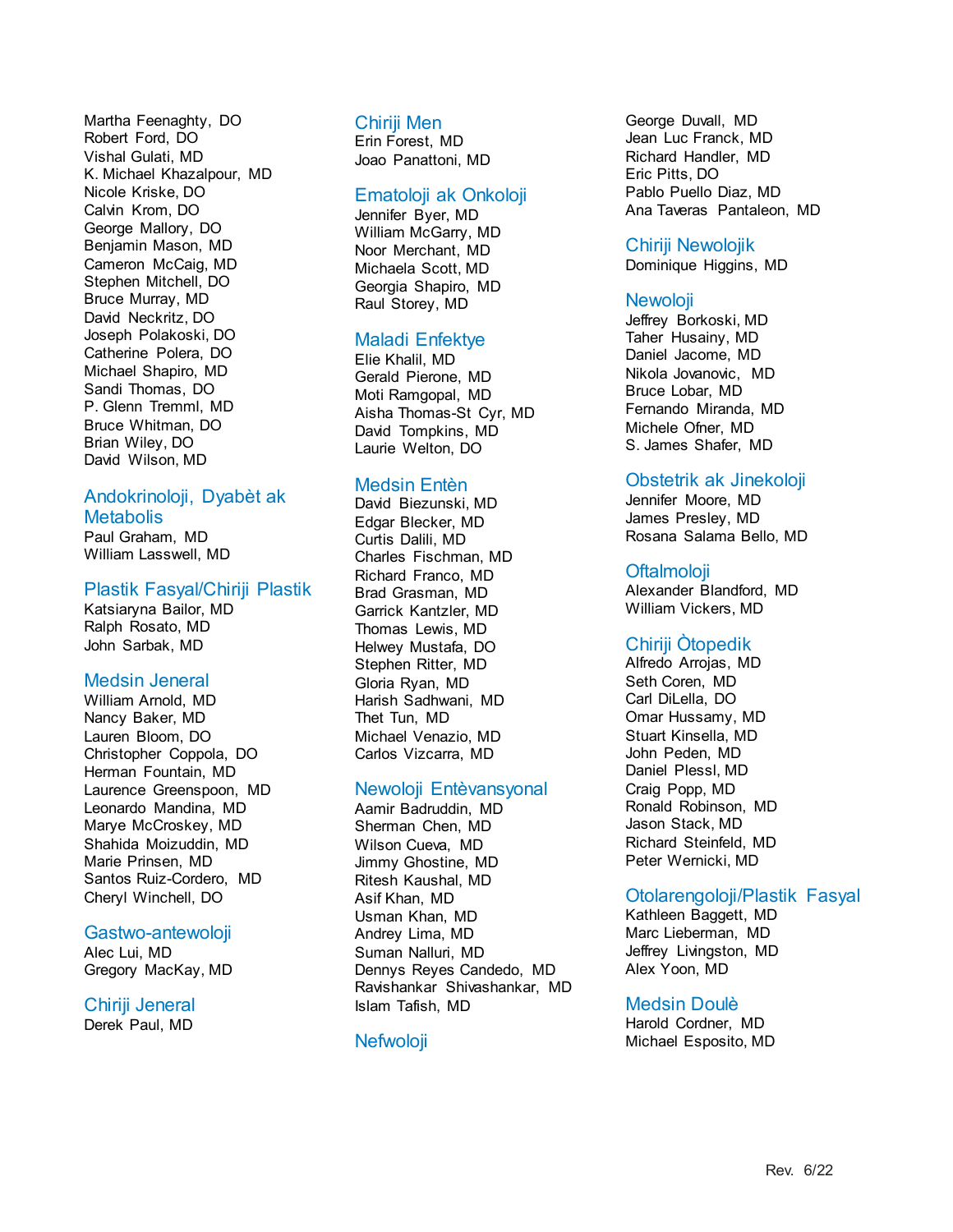Martha Feenaghty, DO
Robert Ford, DO
Vishal Gulati, MD
K. Michael Khazalpour, MD
Nicole Kriske, DO
Calvin Krom, DO
George Mallory, DO
Benjamin Mason, MD
Cameron McCaig, MD
Stephen Mitchell, DO
Bruce Murray, MD
David Neckritz, DO
Joseph Polakoski, DO
Catherine Polera, DO
Michael Shapiro, MD
Sandi Thomas, DO
P. Glenn Tremml, MD
Bruce Whitman, DO
Brian Wiley, DO
David Wilson, MD

## Andokrinoloji, Dyabèt ak Metabolis

Paul Graham, MD
William Lasswell, MD

## Plastik Fasyal/Chiriji Plastik

Katsiaryna Bailor, MD
Ralph Rosato, MD
John Sarbak, MD

## Medsin Jeneral

William Arnold, MD
Nancy Baker, MD
Lauren Bloom, DO
Christopher Coppola, DO
Herman Fountain, MD
Laurence Greenspoon, MD
Leonardo Mandina, MD
Marye McCroskey, MD
Shahida Moizuddin, MD
Marie Prinsen, MD
Santos Ruiz-Cordero, MD
Cheryl Winchell, DO

## Gastwo-antewoloji

Alec Lui, MD
Gregory MacKay, MD

## Chiriji Jeneral

Derek Paul, MD

## Chiriji Men

Erin Forest, MD
Joao Panattoni, MD

## Ematoloji ak Onkoloji

Jennifer Byer, MD
William McGarry, MD
Noor Merchant, MD
Michaela Scott, MD
Georgia Shapiro, MD
Raul Storey, MD

## Maladi Enfektye

Elie Khalil, MD
Gerald Pierone, MD
Moti Ramgopal, MD
Aisha Thomas-St Cyr, MD
David Tompkins, MD
Laurie Welton, DO

## Medsin Entèn

David Biezunski, MD
Edgar Blecker, MD
Curtis Dalili, MD
Charles Fischman, MD
Richard Franco, MD
Brad Grasman, MD
Garrick Kantzler, MD
Thomas Lewis, MD
Helwey Mustafa, DO
Stephen Ritter, MD
Gloria Ryan, MD
Harish Sadhwani, MD
Thet Tun, MD
Michael Venazio, MD
Carlos Vizcarra, MD

## Newoloji Entèvansyonal

Aamir Badruddin, MD
Sherman Chen, MD
Wilson Cueva, MD
Jimmy Ghostine, MD
Ritesh Kaushal, MD
Asif Khan, MD
Usman Khan, MD
Andrey Lima, MD
Suman Nalluri, MD
Dennys Reyes Candedo, MD
Ravishankar Shivashankar, MD
Islam Tafish, MD

## Nefwoloji

George Duvall, MD
Jean Luc Franck, MD
Richard Handler, MD
Eric Pitts, DO
Pablo Puello Diaz, MD
Ana Taveras Pantaleon, MD

## Chiriji Newolojik

Dominique Higgins, MD

## Newoloji

Jeffrey Borkoski, MD
Taher Husainy, MD
Daniel Jacome, MD
Nikola Jovanovic, MD
Bruce Lobar, MD
Fernando Miranda, MD
Michele Ofner, MD
S. James Shafer, MD

## Obstetrik ak Jinekoloji

Jennifer Moore, MD
James Presley, MD
Rosana Salama Bello, MD

## Oftalmoloji

Alexander Blandford, MD
William Vickers, MD

## Chiriji Òtopedik

Alfredo Arrojas, MD
Seth Coren, MD
Carl DiLella, DO
Omar Hussamy, MD
Stuart Kinsella, MD
John Peden, MD
Daniel Plessl, MD
Craig Popp, MD
Ronald Robinson, MD
Jason Stack, MD
Richard Steinfeld, MD
Peter Wernicki, MD

## Otolarengoloji/Plastik Fasyal

Kathleen Baggett, MD
Marc Lieberman, MD
Jeffrey Livingston, MD
Alex Yoon, MD

## Medsin Doulè

Harold Cordner, MD
Michael Esposito, MD

Rev. 6/22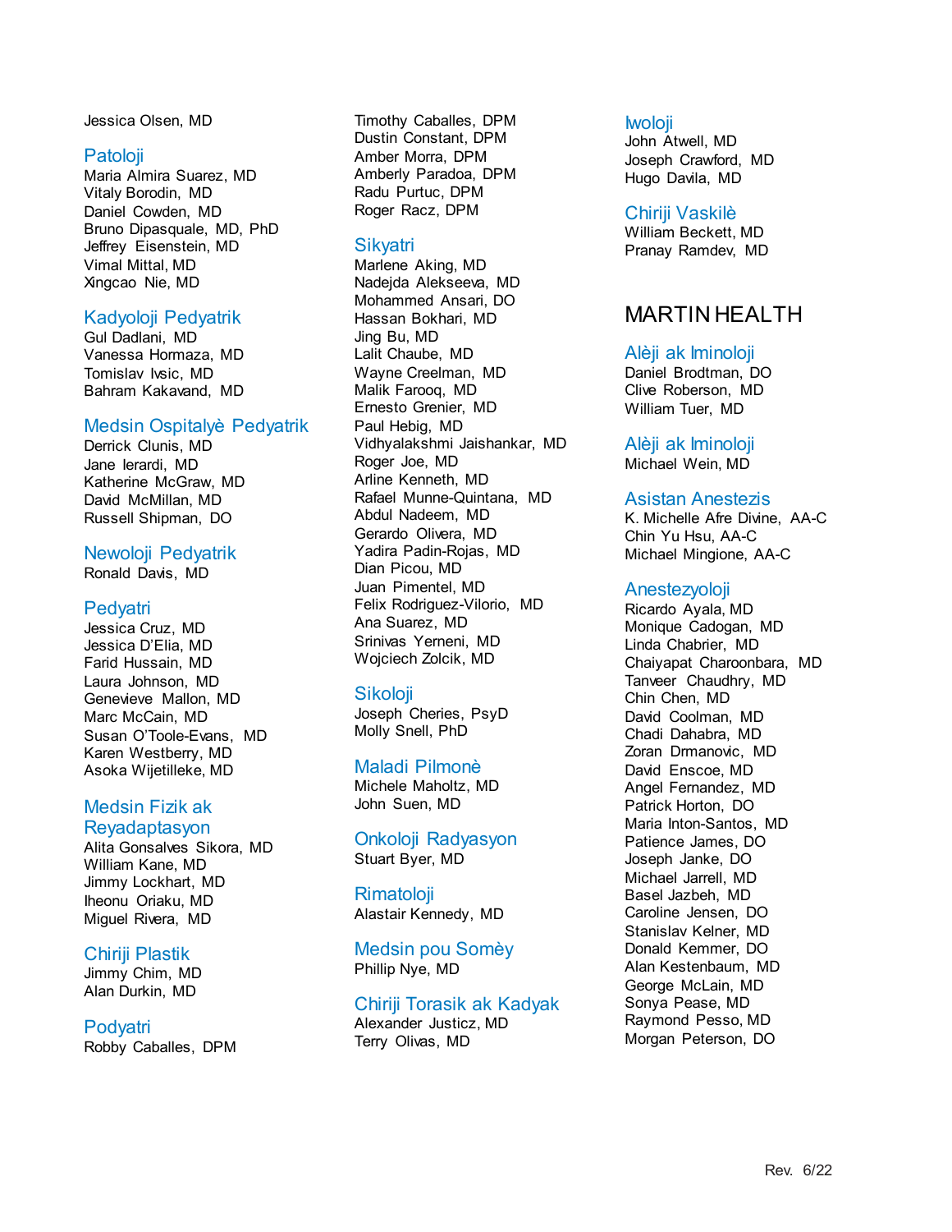Jessica Olsen, MD

### Patoloji
Maria Almira Suarez, MD
Vitaly Borodin, MD
Daniel Cowden, MD
Bruno Dipasquale, MD, PhD
Jeffrey Eisenstein, MD
Vimal Mittal, MD
Xingcao Nie, MD

### Kadyoloji Pedyatrik
Gul Dadlani, MD
Vanessa Hormaza, MD
Tomislav Ivsic, MD
Bahram Kakavand, MD

### Medsin Ospitalyè Pedyatrik
Derrick Clunis, MD
Jane Ierardi, MD
Katherine McGraw, MD
David McMillan, MD
Russell Shipman, DO

### Newoloji Pedyatrik
Ronald Davis, MD

### Pedyatri
Jessica Cruz, MD
Jessica D'Elia, MD
Farid Hussain, MD
Laura Johnson, MD
Genevieve Mallon, MD
Marc McCain, MD
Susan O'Toole-Evans, MD
Karen Westberry, MD
Asoka Wijetilleke, MD

### Medsin Fizik ak Reyadaptasyon
Alita Gonsalves Sikora, MD
William Kane, MD
Jimmy Lockhart, MD
Iheonu Oriaku, MD
Miguel Rivera, MD

### Chiriji Plastik
Jimmy Chim, MD
Alan Durkin, MD

### Podyatri
Robby Caballes, DPM
Timothy Caballes, DPM
Dustin Constant, DPM
Amber Morra, DPM
Amberly Paradoa, DPM
Radu Purtuc, DPM
Roger Racz, DPM

### Sikyatri
Marlene Aking, MD
Nadejda Alekseeva, MD
Mohammed Ansari, DO
Hassan Bokhari, MD
Jing Bu, MD
Lalit Chaube, MD
Wayne Creelman, MD
Malik Farooq, MD
Ernesto Grenier, MD
Paul Hebig, MD
Vidhyalakshmi Jaishankar, MD
Roger Joe, MD
Arline Kenneth, MD
Rafael Munne-Quintana, MD
Abdul Nadeem, MD
Gerardo Olivera, MD
Yadira Padin-Rojas, MD
Dian Picou, MD
Juan Pimentel, MD
Felix Rodriguez-Vilorio, MD
Ana Suarez, MD
Srinivas Yerneni, MD
Wojciech Zolcik, MD

### Sikoloji
Joseph Cheries, PsyD
Molly Snell, PhD

### Maladi Pilmonè
Michele Maholtz, MD
John Suen, MD

### Onkoloji Radyasyon
Stuart Byer, MD

### Rimatoloji
Alastair Kennedy, MD

### Medsin pou Somèy
Phillip Nye, MD

### Chiriji Torasik ak Kadyak
Alexander Justicz, MD
Terry Olivas, MD

### Iwoloji
John Atwell, MD
Joseph Crawford, MD
Hugo Davila, MD

### Chiriji Vaskilè
William Beckett, MD
Pranay Ramdev, MD

## MARTIN HEALTH

### Alèji ak Iminoloji
Daniel Brodtman, DO
Clive Roberson, MD
William Tuer, MD

### Alèji ak Iminoloji
Michael Wein, MD

### Asistan Anestezis
K. Michelle Afre Divine, AA-C
Chin Yu Hsu, AA-C
Michael Mingione, AA-C

### Anestezyoloji
Ricardo Ayala, MD
Monique Cadogan, MD
Linda Chabrier, MD
Chaiyapat Charoonbara, MD
Tanveer Chaudhry, MD
Chin Chen, MD
David Coolman, MD
Chadi Dahabra, MD
Zoran Drmanovic, MD
David Enscoe, MD
Angel Fernandez, MD
Patrick Horton, DO
Maria Inton-Santos, MD
Patience James, DO
Joseph Janke, DO
Michael Jarrell, MD
Basel Jazbeh, MD
Caroline Jensen, DO
Stanislav Kelner, MD
Donald Kemmer, DO
Alan Kestenbaum, MD
George McLain, MD
Sonya Pease, MD
Raymond Pesso, MD
Morgan Peterson, DO

Rev. 6/22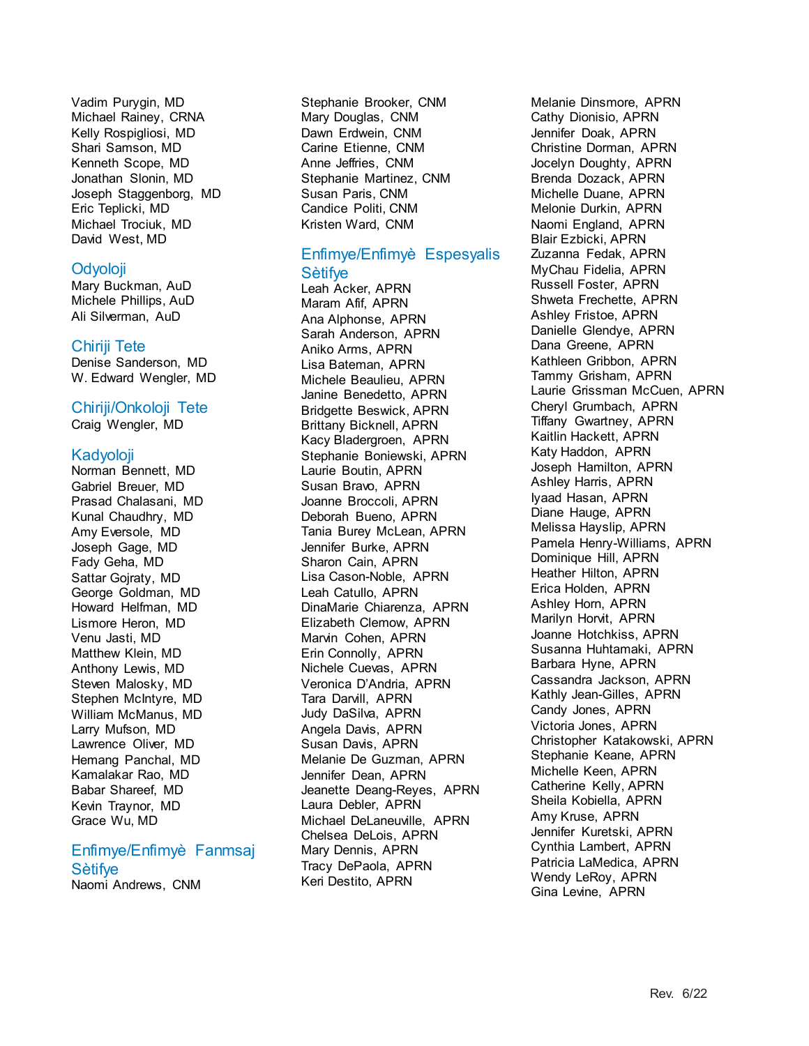Vadim Purygin, MD
Michael Rainey, CRNA
Kelly Rospigliosi, MD
Shari Samson, MD
Kenneth Scope, MD
Jonathan Slonin, MD
Joseph Staggenborg, MD
Eric Teplicki, MD
Michael Trociuk, MD
David West, MD

## Odyoloji

Mary Buckman, AuD
Michele Phillips, AuD
Ali Silverman, AuD

## Chiriji Tete

Denise Sanderson, MD
W. Edward Wengler, MD

## Chiriji/Onkoloji Tete

Craig Wengler, MD

## Kadyoloji

Norman Bennett, MD
Gabriel Breuer, MD
Prasad Chalasani, MD
Kunal Chaudhry, MD
Amy Eversole, MD
Joseph Gage, MD
Fady Geha, MD
Sattar Gojraty, MD
George Goldman, MD
Howard Helfman, MD
Lismore Heron, MD
Venu Jasti, MD
Matthew Klein, MD
Anthony Lewis, MD
Steven Malosky, MD
Stephen McIntyre, MD
William McManus, MD
Larry Mufson, MD
Lawrence Oliver, MD
Hemang Panchal, MD
Kamalakar Rao, MD
Babar Shareef, MD
Kevin Traynor, MD
Grace Wu, MD

## Enfimye/Enfimyè Fanmsaj Sètifye

Naomi Andrews, CNM
Stephanie Brooker, CNM
Mary Douglas, CNM
Dawn Erdwein, CNM
Carine Etienne, CNM
Anne Jeffries, CNM
Stephanie Martinez, CNM
Susan Paris, CNM
Candice Politi, CNM
Kristen Ward, CNM

## Enfimye/Enfimyè Espesyalis Sètifye

Leah Acker, APRN
Maram Afif, APRN
Ana Alphonse, APRN
Sarah Anderson, APRN
Aniko Arms, APRN
Lisa Bateman, APRN
Michele Beaulieu, APRN
Janine Benedetto, APRN
Bridgette Beswick, APRN
Brittany Bicknell, APRN
Kacy Bladergroen, APRN
Stephanie Boniewski, APRN
Laurie Boutin, APRN
Susan Bravo, APRN
Joanne Broccoli, APRN
Deborah Bueno, APRN
Tania Burey McLean, APRN
Jennifer Burke, APRN
Sharon Cain, APRN
Lisa Cason-Noble, APRN
Leah Catullo, APRN
DinaMarie Chiarenza, APRN
Elizabeth Clemow, APRN
Marvin Cohen, APRN
Erin Connolly, APRN
Nichele Cuevas, APRN
Veronica D'Andria, APRN
Tara Darvill, APRN
Judy DaSilva, APRN
Angela Davis, APRN
Susan Davis, APRN
Melanie De Guzman, APRN
Jennifer Dean, APRN
Jeanette Deang-Reyes, APRN
Laura Debler, APRN
Michael DeLaneuville, APRN
Chelsea DeLois, APRN
Mary Dennis, APRN
Tracy DePaola, APRN
Keri Destito, APRN
Melanie Dinsmore, APRN
Cathy Dionisio, APRN
Jennifer Doak, APRN
Christine Dorman, APRN
Jocelyn Doughty, APRN
Brenda Dozack, APRN
Michelle Duane, APRN
Melonie Durkin, APRN
Naomi England, APRN
Blair Ezbicki, APRN
Zuzanna Fedak, APRN
MyChau Fidelia, APRN
Russell Foster, APRN
Shweta Frechette, APRN
Ashley Fristoe, APRN
Danielle Glendye, APRN
Dana Greene, APRN
Kathleen Gribbon, APRN
Tammy Grisham, APRN
Laurie Grissman McCuen, APRN
Cheryl Grumbach, APRN
Tiffany Gwartney, APRN
Kaitlin Hackett, APRN
Katy Haddon, APRN
Joseph Hamilton, APRN
Ashley Harris, APRN
Iyaad Hasan, APRN
Diane Hauge, APRN
Melissa Hayslip, APRN
Pamela Henry-Williams, APRN
Dominique Hill, APRN
Heather Hilton, APRN
Erica Holden, APRN
Ashley Horn, APRN
Marilyn Horvit, APRN
Joanne Hotchkiss, APRN
Susanna Huhtamaki, APRN
Barbara Hyne, APRN
Cassandra Jackson, APRN
Kathly Jean-Gilles, APRN
Candy Jones, APRN
Victoria Jones, APRN
Christopher Katakowski, APRN
Stephanie Keane, APRN
Michelle Keen, APRN
Catherine Kelly, APRN
Sheila Kobiella, APRN
Amy Kruse, APRN
Jennifer Kuretski, APRN
Cynthia Lambert, APRN
Patricia LaMedica, APRN
Wendy LeRoy, APRN
Gina Levine, APRN

Rev. 6/22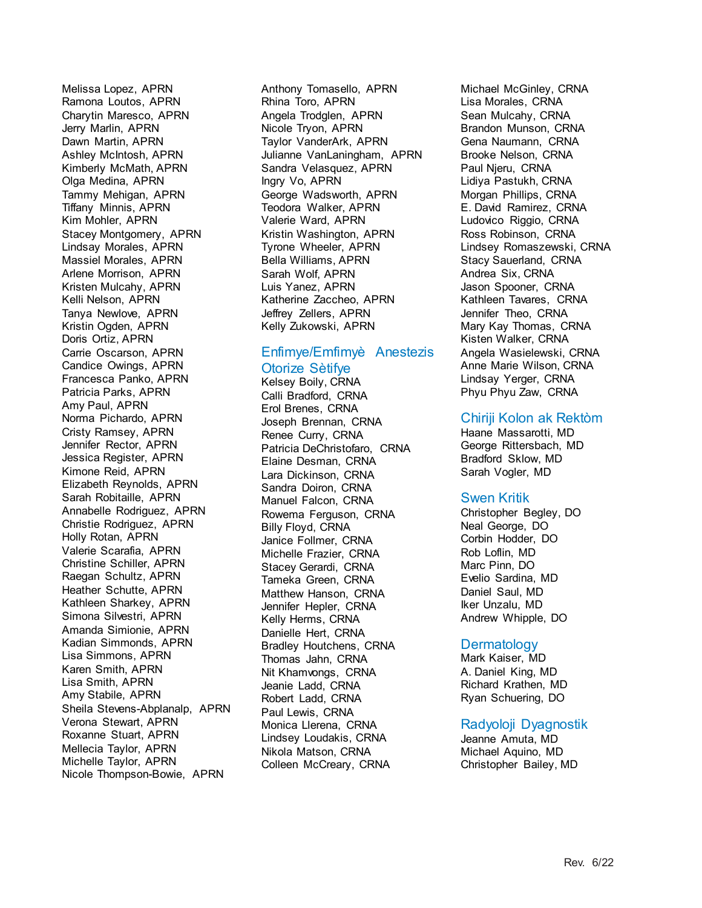Melissa Lopez, APRN
Ramona Loutos, APRN
Charytin Maresco, APRN
Jerry Marlin, APRN
Dawn Martin, APRN
Ashley McIntosh, APRN
Kimberly McMath, APRN
Olga Medina, APRN
Tammy Mehigan, APRN
Tiffany Minnis, APRN
Kim Mohler, APRN
Stacey Montgomery, APRN
Lindsay Morales, APRN
Massiel Morales, APRN
Arlene Morrison, APRN
Kristen Mulcahy, APRN
Kelli Nelson, APRN
Tanya Newlove, APRN
Kristin Ogden, APRN
Doris Ortiz, APRN
Carrie Oscarson, APRN
Candice Owings, APRN
Francesca Panko, APRN
Patricia Parks, APRN
Amy Paul, APRN
Norma Pichardo, APRN
Cristy Ramsey, APRN
Jennifer Rector, APRN
Jessica Register, APRN
Kimone Reid, APRN
Elizabeth Reynolds, APRN
Sarah Robitaille, APRN
Annabelle Rodriguez, APRN
Christie Rodriguez, APRN
Holly Rotan, APRN
Valerie Scarafia, APRN
Christine Schiller, APRN
Raegan Schultz, APRN
Heather Schutte, APRN
Kathleen Sharkey, APRN
Simona Silvestri, APRN
Amanda Simionie, APRN
Kadian Simmonds, APRN
Lisa Simmons, APRN
Karen Smith, APRN
Lisa Smith, APRN
Amy Stabile, APRN
Sheila Stevens-Abplanalp, APRN
Verona Stewart, APRN
Roxanne Stuart, APRN
Mellecia Taylor, APRN
Michelle Taylor, APRN
Nicole Thompson-Bowie, APRN
Anthony Tomasello, APRN
Rhina Toro, APRN
Angela Trodglen, APRN
Nicole Tryon, APRN
Taylor VanderArk, APRN
Julianne VanLaningham, APRN
Sandra Velasquez, APRN
Ingry Vo, APRN
George Wadsworth, APRN
Teodora Walker, APRN
Valerie Ward, APRN
Kristin Washington, APRN
Tyrone Wheeler, APRN
Bella Williams, APRN
Sarah Wolf, APRN
Luis Yanez, APRN
Katherine Zaccheo, APRN
Jeffrey Zellers, APRN
Kelly Zukowski, APRN

## Enfimye/Emfimyè Anestezis Otorize Sètifye

Kelsey Boily, CRNA
Calli Bradford, CRNA
Erol Brenes, CRNA
Joseph Brennan, CRNA
Renee Curry, CRNA
Patricia DeChristofaro, CRNA
Elaine Desman, CRNA
Lara Dickinson, CRNA
Sandra Doiron, CRNA
Manuel Falcon, CRNA
Rowema Ferguson, CRNA
Billy Floyd, CRNA
Janice Follmer, CRNA
Michelle Frazier, CRNA
Stacey Gerardi, CRNA
Tameka Green, CRNA
Matthew Hanson, CRNA
Jennifer Hepler, CRNA
Kelly Herms, CRNA
Danielle Hert, CRNA
Bradley Houtchens, CRNA
Thomas Jahn, CRNA
Nit Khamvongs, CRNA
Jeanie Ladd, CRNA
Robert Ladd, CRNA
Paul Lewis, CRNA
Monica Llerena, CRNA
Lindsey Loudakis, CRNA
Nikola Matson, CRNA
Colleen McCreary, CRNA
Michael McGinley, CRNA
Lisa Morales, CRNA
Sean Mulcahy, CRNA
Brandon Munson, CRNA
Gena Naumann, CRNA
Brooke Nelson, CRNA
Paul Njeru, CRNA
Lidiya Pastukh, CRNA
Morgan Phillips, CRNA
E. David Ramirez, CRNA
Ludovico Riggio, CRNA
Ross Robinson, CRNA
Lindsey Romaszewski, CRNA
Stacy Sauerland, CRNA
Andrea Six, CRNA
Jason Spooner, CRNA
Kathleen Tavares, CRNA
Jennifer Theo, CRNA
Mary Kay Thomas, CRNA
Kisten Walker, CRNA
Angela Wasielewski, CRNA
Anne Marie Wilson, CRNA
Lindsay Yerger, CRNA
Phyu Phyu Zaw, CRNA

## Chiriji Kolon ak Rektòm

Haane Massarotti, MD
George Rittersbach, MD
Bradford Sklow, MD
Sarah Vogler, MD

## Swen Kritik

Christopher Begley, DO
Neal George, DO
Corbin Hodder, DO
Rob Loflin, MD
Marc Pinn, DO
Evelio Sardina, MD
Daniel Saul, MD
Iker Unzalu, MD
Andrew Whipple, DO

## Dermatology

Mark Kaiser, MD
A. Daniel King, MD
Richard Krathen, MD
Ryan Schuering, DO

## Radyoloji Dyagnostik

Jeanne Amuta, MD
Michael Aquino, MD
Christopher Bailey, MD

Rev. 6/22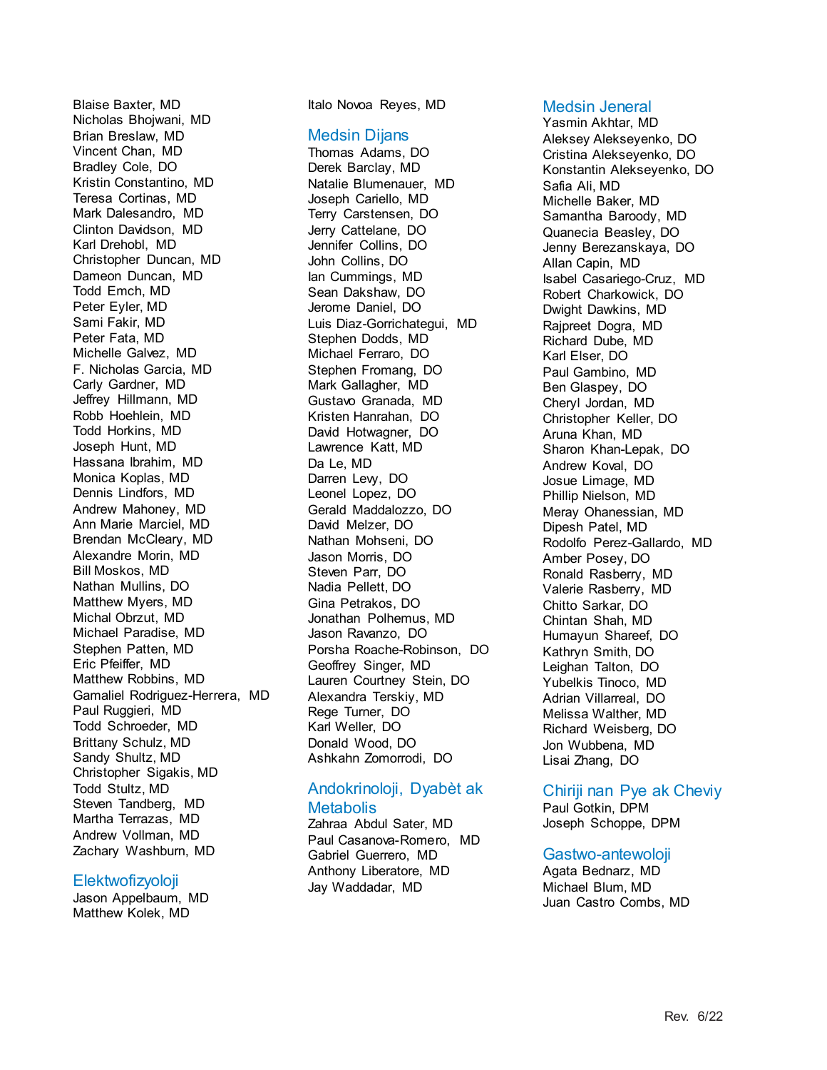Blaise Baxter, MD
Nicholas Bhojwani, MD
Brian Breslaw, MD
Vincent Chan, MD
Bradley Cole, DO
Kristin Constantino, MD
Teresa Cortinas, MD
Mark Dalesandro, MD
Clinton Davidson, MD
Karl Drehobl, MD
Christopher Duncan, MD
Dameon Duncan, MD
Todd Emch, MD
Peter Eyler, MD
Sami Fakir, MD
Peter Fata, MD
Michelle Galvez, MD
F. Nicholas Garcia, MD
Carly Gardner, MD
Jeffrey Hillmann, MD
Robb Hoehlein, MD
Todd Horkins, MD
Joseph Hunt, MD
Hassana Ibrahim, MD
Monica Koplas, MD
Dennis Lindfors, MD
Andrew Mahoney, MD
Ann Marie Marciel, MD
Brendan McCleary, MD
Alexandre Morin, MD
Bill Moskos, MD
Nathan Mullins, DO
Matthew Myers, MD
Michal Obrzut, MD
Michael Paradise, MD
Stephen Patten, MD
Eric Pfeiffer, MD
Matthew Robbins, MD
Gamaliel Rodriguez-Herrera, MD
Paul Ruggieri, MD
Todd Schroeder, MD
Brittany Schulz, MD
Sandy Shultz, MD
Christopher Sigakis, MD
Todd Stultz, MD
Steven Tandberg, MD
Martha Terrazas, MD
Andrew Vollman, MD
Zachary Washburn, MD

## Elektwofizyoloji

Jason Appelbaum, MD
Matthew Kolek, MD

Italo Novoa Reyes, MD

## Medsin Dijans

Thomas Adams, DO
Derek Barclay, MD
Natalie Blumenauer, MD
Joseph Cariello, MD
Terry Carstensen, DO
Jerry Cattelane, DO
Jennifer Collins, DO
John Collins, DO
Ian Cummings, MD
Sean Dakshaw, DO
Jerome Daniel, DO
Luis Diaz-Gorrichategui, MD
Stephen Dodds, MD
Michael Ferraro, DO
Stephen Fromang, DO
Mark Gallagher, MD
Gustavo Granada, MD
Kristen Hanrahan, DO
David Hotwagner, DO
Lawrence Katt, MD
Da Le, MD
Darren Levy, DO
Leonel Lopez, DO
Gerald Maddalozzo, DO
David Melzer, DO
Nathan Mohseni, DO
Jason Morris, DO
Steven Parr, DO
Nadia Pellett, DO
Gina Petrakos, DO
Jonathan Polhemus, MD
Jason Ravanzo, DO
Porsha Roache-Robinson, DO
Geoffrey Singer, MD
Lauren Courtney Stein, DO
Alexandra Terskiy, MD
Rege Turner, DO
Karl Weller, DO
Donald Wood, DO
Ashkahn Zomorrodi, DO

## Andokrinoloji, Dyabèt ak Metabolis

Zahraa Abdul Sater, MD
Paul Casanova-Romero, MD
Gabriel Guerrero, MD
Anthony Liberatore, MD
Jay Waddadar, MD

## Medsin Jeneral

Yasmin Akhtar, MD
Aleksey Alekseyenko, DO
Cristina Alekseyenko, DO
Konstantin Alekseyenko, DO
Safia Ali, MD
Michelle Baker, MD
Samantha Baroody, MD
Quanecia Beasley, DO
Jenny Berezanskaya, DO
Allan Capin, MD
Isabel Casariego-Cruz, MD
Robert Charkowick, DO
Dwight Dawkins, MD
Rajpreet Dogra, MD
Richard Dube, MD
Karl Elser, DO
Paul Gambino, MD
Ben Glaspey, DO
Cheryl Jordan, MD
Christopher Keller, DO
Aruna Khan, MD
Sharon Khan-Lepak, DO
Andrew Koval, DO
Josue Limage, MD
Phillip Nielson, MD
Meray Ohanessian, MD
Dipesh Patel, MD
Rodolfo Perez-Gallardo, MD
Amber Posey, DO
Ronald Rasberry, MD
Valerie Rasberry, MD
Chitto Sarkar, DO
Chintan Shah, MD
Humayun Shareef, DO
Kathryn Smith, DO
Leighan Talton, DO
Yubelkis Tinoco, MD
Adrian Villarreal, DO
Melissa Walther, MD
Richard Weisberg, DO
Jon Wubbena, MD
Lisai Zhang, DO

## Chiriji nan Pye ak Cheviy

Paul Gotkin, DPM
Joseph Schoppe, DPM

## Gastwo-antewoloji

Agata Bednarz, MD
Michael Blum, MD
Juan Castro Combs, MD

Rev. 6/22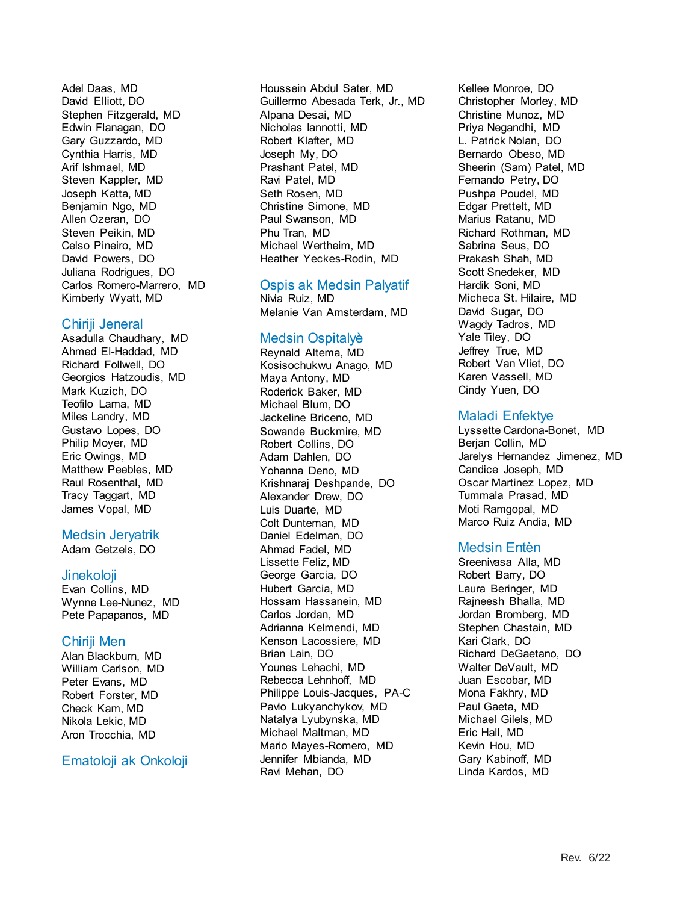Adel Daas, MD
David Elliott, DO
Stephen Fitzgerald, MD
Edwin Flanagan, DO
Gary Guzzardo, MD
Cynthia Harris, MD
Arif Ishmael, MD
Steven Kappler, MD
Joseph Katta, MD
Benjamin Ngo, MD
Allen Ozeran, DO
Steven Peikin, MD
Celso Pineiro, MD
David Powers, DO
Juliana Rodrigues, DO
Carlos Romero-Marrero, MD
Kimberly Wyatt, MD

## Chiriji Jeneral

Asadulla Chaudhary, MD
Ahmed El-Haddad, MD
Richard Follwell, DO
Georgios Hatzoudis, MD
Mark Kuzich, DO
Teofilo Lama, MD
Miles Landry, MD
Gustavo Lopes, DO
Philip Moyer, MD
Eric Owings, MD
Matthew Peebles, MD
Raul Rosenthal, MD
Tracy Taggart, MD
James Vopal, MD

## Medsin Jeryatrik

Adam Getzels, DO

## Jinekoloji

Evan Collins, MD
Wynne Lee-Nunez, MD
Pete Papapanos, MD

## Chiriji Men

Alan Blackburn, MD
William Carlson, MD
Peter Evans, MD
Robert Forster, MD
Check Kam, MD
Nikola Lekic, MD
Aron Trocchia, MD

## Ematoloji ak Onkoloji

Houssein Abdul Sater, MD
Guillermo Abesada Terk, Jr., MD
Alpana Desai, MD
Nicholas Iannotti, MD
Robert Klafter, MD
Joseph My, DO
Prashant Patel, MD
Ravi Patel, MD
Seth Rosen, MD
Christine Simone, MD
Paul Swanson, MD
Phu Tran, MD
Michael Wertheim, MD
Heather Yeckes-Rodin, MD

## Ospis ak Medsin Palyatif

Nivia Ruiz, MD
Melanie Van Amsterdam, MD

## Medsin Ospitalyè

Reynald Altema, MD
Kosisochukwu Anago, MD
Maya Antony, MD
Roderick Baker, MD
Michael Blum, DO
Jackeline Briceno, MD
Sowande Buckmire, MD
Robert Collins, DO
Adam Dahlen, DO
Yohanna Deno, MD
Krishnaraj Deshpande, DO
Alexander Drew, DO
Luis Duarte, MD
Colt Dunteman, MD
Daniel Edelman, DO
Ahmad Fadel, MD
Lissette Feliz, MD
George Garcia, DO
Hubert Garcia, MD
Hossam Hassanein, MD
Carlos Jordan, MD
Adrianna Kelmendi, MD
Kenson Lacossiere, MD
Brian Lain, DO
Younes Lehachi, MD
Rebecca Lehnhoff, MD
Philippe Louis-Jacques, PA-C
Pavlo Lukyanchykov, MD
Natalya Lyubynska, MD
Michael Maltman, MD
Mario Mayes-Romero, MD
Jennifer Mbianda, MD
Ravi Mehan, DO
Kellee Monroe, DO
Christopher Morley, MD
Christine Munoz, MD
Priya Negandhi, MD
L. Patrick Nolan, DO
Bernardo Obeso, MD
Sheerin (Sam) Patel, MD
Fernando Petry, DO
Pushpa Poudel, MD
Edgar Prettelt, MD
Marius Ratanu, MD
Richard Rothman, MD
Sabrina Seus, DO
Prakash Shah, MD
Scott Snedeker, MD
Hardik Soni, MD
Micheca St. Hilaire, MD
David Sugar, DO
Wagdy Tadros, MD
Yale Tiley, DO
Jeffrey True, MD
Robert Van Vliet, DO
Karen Vassell, MD
Cindy Yuen, DO

## Maladi Enfektye

Lyssette Cardona-Bonet, MD
Berjan Collin, MD
Jarelys Hernandez Jimenez, MD
Candice Joseph, MD
Oscar Martinez Lopez, MD
Tummala Prasad, MD
Moti Ramgopal, MD
Marco Ruiz Andia, MD

## Medsin Entèn

Sreenivasa Alla, MD
Robert Barry, DO
Laura Beringer, MD
Rajneesh Bhalla, MD
Jordan Bromberg, MD
Stephen Chastain, MD
Kari Clark, DO
Richard DeGaetano, DO
Walter DeVault, MD
Juan Escobar, MD
Mona Fakhry, MD
Paul Gaeta, MD
Michael Gilels, MD
Eric Hall, MD
Kevin Hou, MD
Gary Kabinoff, MD
Linda Kardos, MD

Rev. 6/22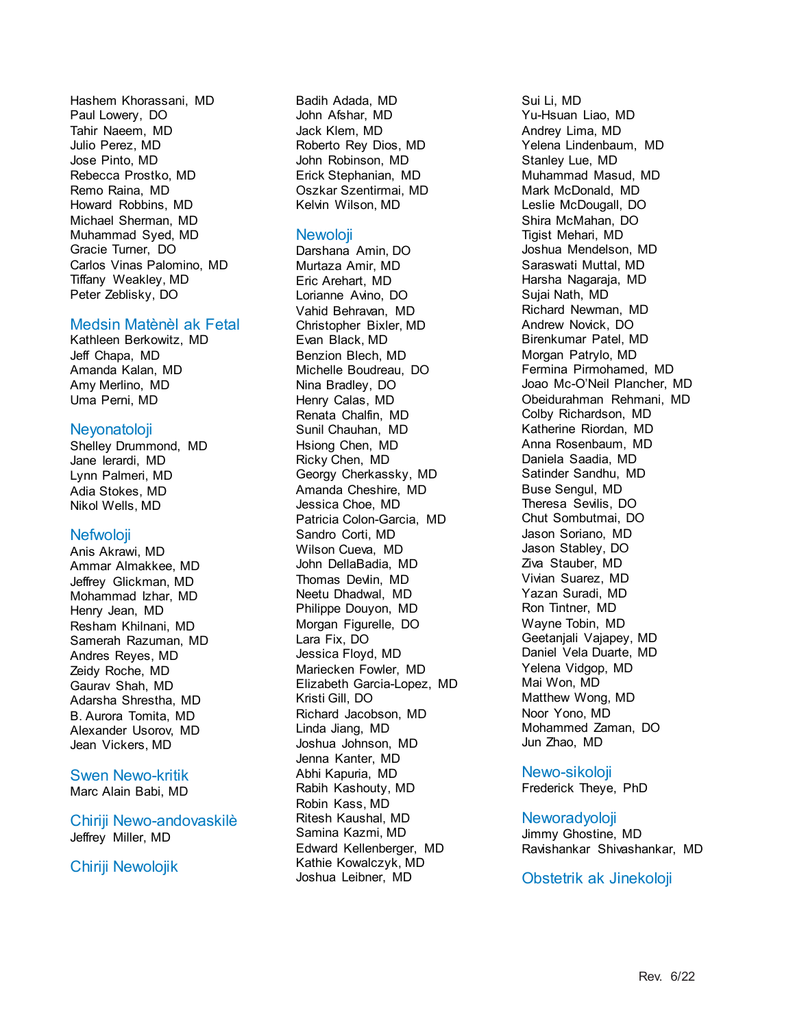Hashem Khorassani, MD
Paul Lowery, DO
Tahir Naeem, MD
Julio Perez, MD
Jose Pinto, MD
Rebecca Prostko, MD
Remo Raina, MD
Howard Robbins, MD
Michael Sherman, MD
Muhammad Syed, MD
Gracie Turner, DO
Carlos Vinas Palomino, MD
Tiffany Weakley, MD
Peter Zeblisky, DO

## Medsin Matènèl ak Fetal

Kathleen Berkowitz, MD
Jeff Chapa, MD
Amanda Kalan, MD
Amy Merlino, MD
Uma Perni, MD

## Neyonatoloji

Shelley Drummond, MD
Jane Ierardi, MD
Lynn Palmeri, MD
Adia Stokes, MD
Nikol Wells, MD

## Nefwoloji

Anis Akrawi, MD
Ammar Almakkee, MD
Jeffrey Glickman, MD
Mohammad Izhar, MD
Henry Jean, MD
Resham Khilnani, MD
Samerah Razuman, MD
Andres Reyes, MD
Zeidy Roche, MD
Gaurav Shah, MD
Adarsha Shrestha, MD
B. Aurora Tomita, MD
Alexander Usorov, MD
Jean Vickers, MD

## Swen Newo-kritik

Marc Alain Babi, MD

## Chiriji Newo-andovaskilè

Jeffrey Miller, MD

## Chiriji Newolojik

Badih Adada, MD
John Afshar, MD
Jack Klem, MD
Roberto Rey Dios, MD
John Robinson, MD
Erick Stephanian, MD
Oszkar Szentirmai, MD
Kelvin Wilson, MD

## Newoloji

Darshana Amin, DO
Murtaza Amir, MD
Eric Arehart, MD
Lorianne Avino, DO
Vahid Behravan, MD
Christopher Bixler, MD
Evan Black, MD
Benzion Blech, MD
Michelle Boudreau, DO
Nina Bradley, DO
Henry Calas, MD
Renata Chalfin, MD
Sunil Chauhan, MD
Hsiong Chen, MD
Ricky Chen, MD
Georgy Cherkassky, MD
Amanda Cheshire, MD
Jessica Choe, MD
Patricia Colon-Garcia, MD
Sandro Corti, MD
Wilson Cueva, MD
John DellaBadia, MD
Thomas Devlin, MD
Neetu Dhadwal, MD
Philippe Douyon, MD
Morgan Figurelle, DO
Lara Fix, DO
Jessica Floyd, MD
Mariecken Fowler, MD
Elizabeth Garcia-Lopez, MD
Kristi Gill, DO
Richard Jacobson, MD
Linda Jiang, MD
Joshua Johnson, MD
Jenna Kanter, MD
Abhi Kapuria, MD
Rabih Kashouty, MD
Robin Kass, MD
Ritesh Kaushal, MD
Samina Kazmi, MD
Edward Kellenberger, MD
Kathie Kowalczyk, MD
Joshua Leibner, MD
Sui Li, MD
Yu-Hsuan Liao, MD
Andrey Lima, MD
Yelena Lindenbaum, MD
Stanley Lue, MD
Muhammad Masud, MD
Mark McDonald, MD
Leslie McDougall, DO
Shira McMahan, DO
Tigist Mehari, MD
Joshua Mendelson, MD
Saraswati Muttal, MD
Harsha Nagaraja, MD
Sujai Nath, MD
Richard Newman, MD
Andrew Novick, DO
Birenkumar Patel, MD
Morgan Patrylo, MD
Fermina Pirmohamed, MD
Joao Mc-O'Neil Plancher, MD
Obeidurahman Rehmani, MD
Colby Richardson, MD
Katherine Riordan, MD
Anna Rosenbaum, MD
Daniela Saadia, MD
Satinder Sandhu, MD
Buse Sengul, MD
Theresa Sevilis, DO
Chut Sombutmai, DO
Jason Soriano, MD
Jason Stabley, DO
Ziva Stauber, MD
Vivian Suarez, MD
Yazan Suradi, MD
Ron Tintner, MD
Wayne Tobin, MD
Geetanjali Vajapey, MD
Daniel Vela Duarte, MD
Yelena Vidgop, MD
Mai Won, MD
Matthew Wong, MD
Noor Yono, MD
Mohammed Zaman, DO
Jun Zhao, MD

## Newo-sikoloji

Frederick Theye, PhD

## Neworadyoloji

Jimmy Ghostine, MD
Ravishankar Shivashankar, MD

## Obstetrik ak Jinekoloji

Rev. 6/22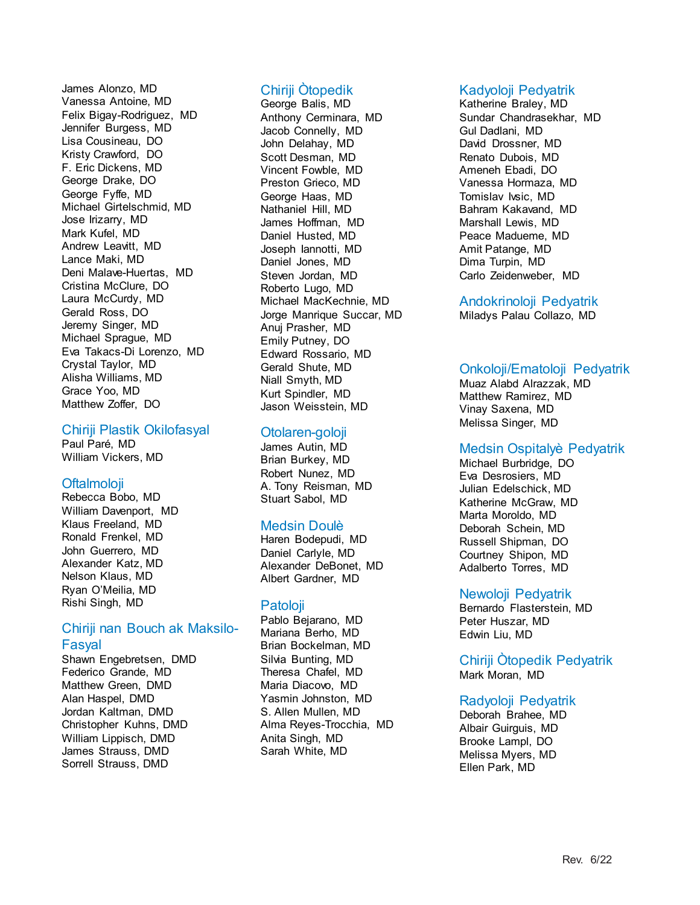James Alonzo, MD
Vanessa Antoine, MD
Felix Bigay-Rodriguez, MD
Jennifer Burgess, MD
Lisa Cousineau, DO
Kristy Crawford, DO
F. Eric Dickens, MD
George Drake, DO
George Fyffe, MD
Michael Girtelschmid, MD
Jose Irizarry, MD
Mark Kufel, MD
Andrew Leavitt, MD
Lance Maki, MD
Deni Malave-Huertas, MD
Cristina McClure, DO
Laura McCurdy, MD
Gerald Ross, DO
Jeremy Singer, MD
Michael Sprague, MD
Eva Takacs-Di Lorenzo, MD
Crystal Taylor, MD
Alisha Williams, MD
Grace Yoo, MD
Matthew Zoffer, DO

## Chiriji Plastik Okilofasyal

Paul Paré, MD
William Vickers, MD

## Oftalmoloji

Rebecca Bobo, MD
William Davenport, MD
Klaus Freeland, MD
Ronald Frenkel, MD
John Guerrero, MD
Alexander Katz, MD
Nelson Klaus, MD
Ryan O'Meilia, MD
Rishi Singh, MD

## Chiriji nan Bouch ak Maksilo-Fasyal

Shawn Engebretsen, DMD
Federico Grande, MD
Matthew Green, DMD
Alan Haspel, DMD
Jordan Kaltman, DMD
Christopher Kuhns, DMD
William Lippisch, DMD
James Strauss, DMD
Sorrell Strauss, DMD

## Chiriji Òtopedik

George Balis, MD
Anthony Cerminara, MD
Jacob Connelly, MD
John Delahay, MD
Scott Desman, MD
Vincent Fowble, MD
Preston Grieco, MD
George Haas, MD
Nathaniel Hill, MD
James Hoffman, MD
Daniel Husted, MD
Joseph Iannotti, MD
Daniel Jones, MD
Steven Jordan, MD
Roberto Lugo, MD
Michael MacKechnie, MD
Jorge Manrique Succar, MD
Anuj Prasher, MD
Emily Putney, DO
Edward Rossario, MD
Gerald Shute, MD
Niall Smyth, MD
Kurt Spindler, MD
Jason Weisstein, MD

## Otolaren-goloji

James Autin, MD
Brian Burkey, MD
Robert Nunez, MD
A. Tony Reisman, MD
Stuart Sabol, MD

## Medsin Doulè

Haren Bodepudi, MD
Daniel Carlyle, MD
Alexander DeBonet, MD
Albert Gardner, MD

## Patoloji

Pablo Bejarano, MD
Mariana Berho, MD
Brian Bockelman, MD
Silvia Bunting, MD
Theresa Chafel, MD
Maria Diacovo, MD
Yasmin Johnston, MD
S. Allen Mullen, MD
Alma Reyes-Trocchia, MD
Anita Singh, MD
Sarah White, MD

## Kadyoloji Pedyatrik

Katherine Braley, MD
Sundar Chandrasekhar, MD
Gul Dadlani, MD
David Drossner, MD
Renato Dubois, MD
Ameneh Ebadi, DO
Vanessa Hormaza, MD
Tomislav Ivsic, MD
Bahram Kakavand, MD
Marshall Lewis, MD
Peace Madueme, MD
Amit Patange, MD
Dima Turpin, MD
Carlo Zeidenweber, MD

## Andokrinoloji Pedyatrik

Miladys Palau Collazo, MD

## Onkoloji/Ematoloji Pedyatrik

Muaz Alabd Alrazzak, MD
Matthew Ramirez, MD
Vinay Saxena, MD
Melissa Singer, MD

## Medsin Ospitalyè Pedyatrik

Michael Burbridge, DO
Eva Desrosiers, MD
Julian Edelschick, MD
Katherine McGraw, MD
Marta Moroldo, MD
Deborah Schein, MD
Russell Shipman, DO
Courtney Shipon, MD
Adalberto Torres, MD

## Newoloji Pedyatrik

Bernardo Flasterstein, MD
Peter Huszar, MD
Edwin Liu, MD

## Chiriji Òtopedik Pedyatrik

Mark Moran, MD

## Radyoloji Pedyatrik

Deborah Brahee, MD
Albair Guirguis, MD
Brooke Lampl, DO
Melissa Myers, MD
Ellen Park, MD

Rev. 6/22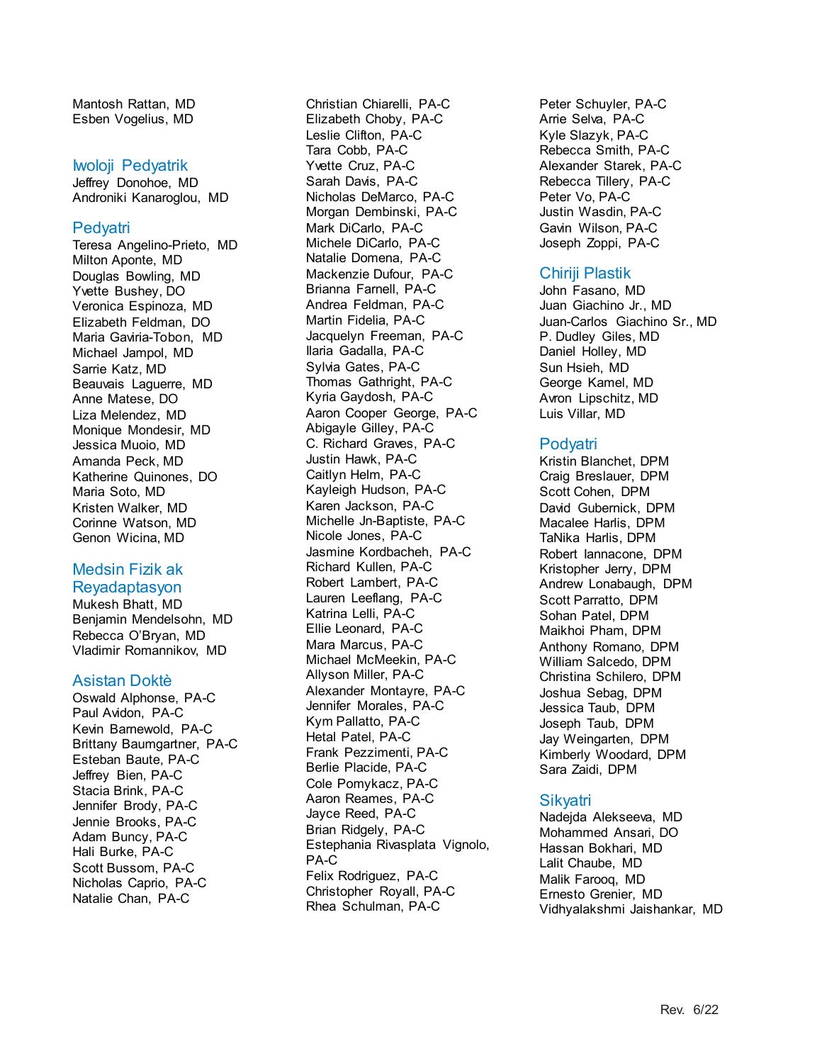Mantosh Rattan, MD
Esben Vogelius, MD

## Iwoloji Pedyatrik

Jeffrey Donohoe, MD
Androniki Kanaroglou, MD

## Pedyatri

Teresa Angelino-Prieto, MD
Milton Aponte, MD
Douglas Bowling, MD
Yvette Bushey, DO
Veronica Espinoza, MD
Elizabeth Feldman, DO
Maria Gaviria-Tobon, MD
Michael Jampol, MD
Sarrie Katz, MD
Beauvais Laguerre, MD
Anne Matese, DO
Liza Melendez, MD
Monique Mondesir, MD
Jessica Muoio, MD
Amanda Peck, MD
Katherine Quinones, DO
Maria Soto, MD
Kristen Walker, MD
Corinne Watson, MD
Genon Wicina, MD

## Medsin Fizik ak Reyadaptasyon

Mukesh Bhatt, MD
Benjamin Mendelsohn, MD
Rebecca O'Bryan, MD
Vladimir Romannikov, MD

## Asistan Doktè

Oswald Alphonse, PA-C
Paul Avidon, PA-C
Kevin Barnewold, PA-C
Brittany Baumgartner, PA-C
Esteban Baute, PA-C
Jeffrey Bien, PA-C
Stacia Brink, PA-C
Jennifer Brody, PA-C
Jennie Brooks, PA-C
Adam Buncy, PA-C
Hali Burke, PA-C
Scott Busson, PA-C
Nicholas Caprio, PA-C
Natalie Chan, PA-C
Christian Chiarelli, PA-C
Elizabeth Choby, PA-C
Leslie Clifton, PA-C
Tara Cobb, PA-C
Yvette Cruz, PA-C
Sarah Davis, PA-C
Nicholas DeMarco, PA-C
Morgan Dembinski, PA-C
Mark DiCarlo, PA-C
Michele DiCarlo, PA-C
Natalie Domena, PA-C
Mackenzie Dufour, PA-C
Brianna Farnell, PA-C
Andrea Feldman, PA-C
Martin Fidelia, PA-C
Jacquelyn Freeman, PA-C
Ilaria Gadalla, PA-C
Sylvia Gates, PA-C
Thomas Gathright, PA-C
Kyria Gaydosh, PA-C
Aaron Cooper George, PA-C
Abigayle Gilley, PA-C
C. Richard Graves, PA-C
Justin Hawk, PA-C
Caitlyn Helm, PA-C
Kayleigh Hudson, PA-C
Karen Jackson, PA-C
Michelle Jn-Baptiste, PA-C
Nicole Jones, PA-C
Jasmine Kordbacheh, PA-C
Richard Kullen, PA-C
Robert Lambert, PA-C
Lauren Leeflang, PA-C
Katrina Lelli, PA-C
Ellie Leonard, PA-C
Mara Marcus, PA-C
Michael McMeekin, PA-C
Allyson Miller, PA-C
Alexander Montayre, PA-C
Jennifer Morales, PA-C
Kym Pallatto, PA-C
Hetal Patel, PA-C
Frank Pezzimenti, PA-C
Berlie Placide, PA-C
Cole Pomykacz, PA-C
Aaron Reames, PA-C
Jayce Reed, PA-C
Brian Ridgely, PA-C
Estephania Rivasplata Vignolo, PA-C
Felix Rodriguez, PA-C
Christopher Royall, PA-C
Rhea Schulman, PA-C
Peter Schuyler, PA-C
Arrie Selva, PA-C
Kyle Slazyk, PA-C
Rebecca Smith, PA-C
Alexander Starek, PA-C
Rebecca Tillery, PA-C
Peter Vo, PA-C
Justin Wasdin, PA-C
Gavin Wilson, PA-C
Joseph Zoppi, PA-C

## Chiriji Plastik

John Fasano, MD
Juan Giachino Jr., MD
Juan-Carlos Giachino Sr., MD
P. Dudley Giles, MD
Daniel Holley, MD
Sun Hsieh, MD
George Kamel, MD
Avron Lipschitz, MD
Luis Villar, MD

## Podyatri

Kristin Blanchet, DPM
Craig Breslauer, DPM
Scott Cohen, DPM
David Gubernick, DPM
Macalee Harlis, DPM
TaNika Harlis, DPM
Robert Iannacone, DPM
Kristopher Jerry, DPM
Andrew Lonabaugh, DPM
Scott Parratto, DPM
Sohan Patel, DPM
Maikhoi Pham, DPM
Anthony Romano, DPM
William Salcedo, DPM
Christina Schilero, DPM
Joshua Sebag, DPM
Jessica Taub, DPM
Joseph Taub, DPM
Jay Weingarten, DPM
Kimberly Woodard, DPM
Sara Zaidi, DPM

## Sikyatri

Nadejda Alekseeva, MD
Mohammed Ansari, DO
Hassan Bokhari, MD
Lalit Chaube, MD
Malik Farooq, MD
Ernesto Grenier, MD
Vidhyalakshmi Jaishankar, MD

Rev. 6/22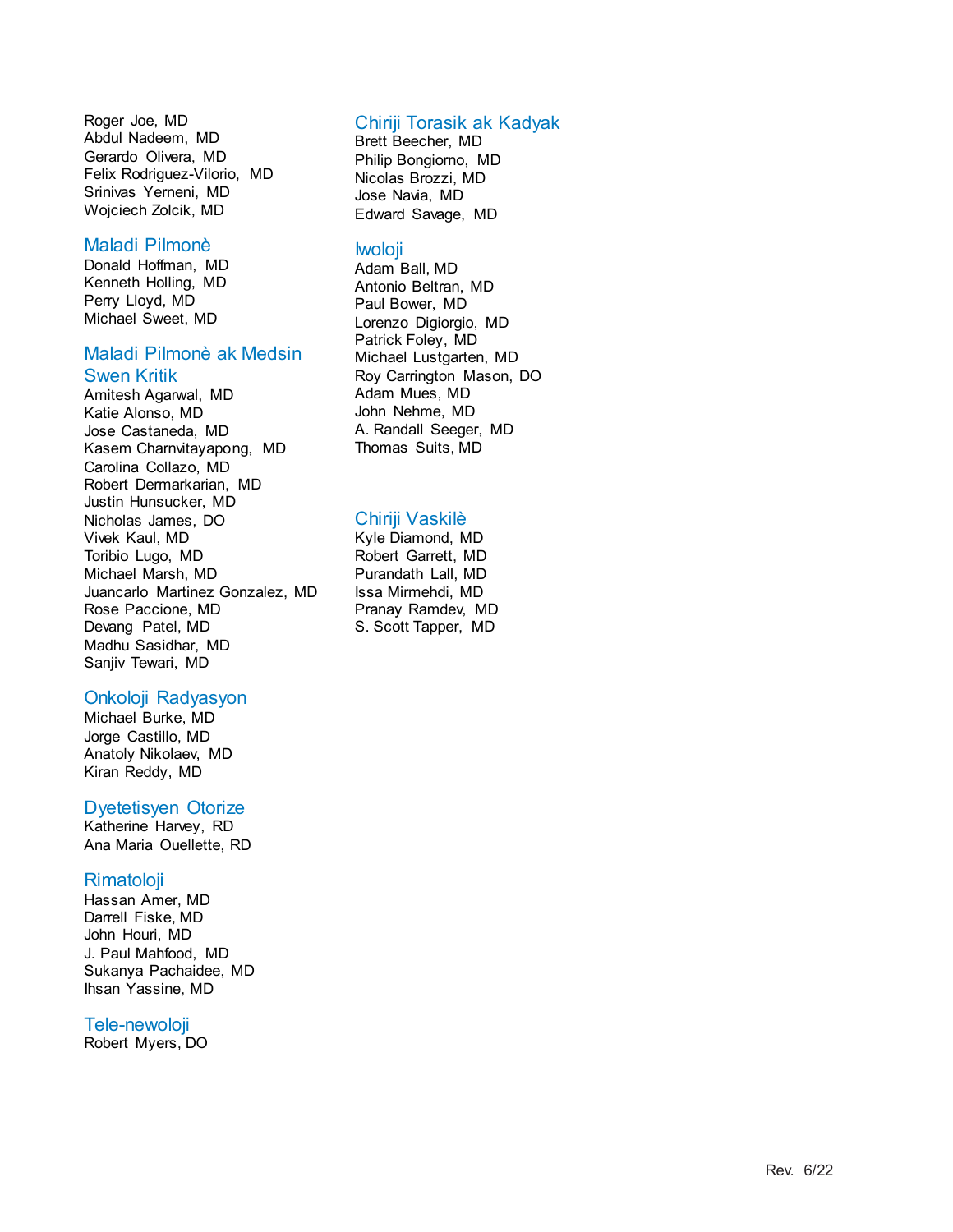Roger Joe, MD
Abdul Nadeem, MD
Gerardo Olivera, MD
Felix Rodriguez-Vilorio, MD
Srinivas Yerneni, MD
Wojciech Zolcik, MD

## Maladi Pilmonè

Donald Hoffman, MD
Kenneth Holling, MD
Perry Lloyd, MD
Michael Sweet, MD

## Maladi Pilmonè ak Medsin Swen Kritik

Amitesh Agarwal, MD
Katie Alonso, MD
Jose Castaneda, MD
Kasem Charnvitayapong, MD
Carolina Collazo, MD
Robert Dermarkarian, MD
Justin Hunsucker, MD
Nicholas James, DO
Vivek Kaul, MD
Toribio Lugo, MD
Michael Marsh, MD
Juancarlo Martinez Gonzalez, MD
Rose Paccione, MD
Devang Patel, MD
Madhu Sasidhar, MD
Sanjiv Tewari, MD

## Onkoloji Radyasyon

Michael Burke, MD
Jorge Castillo, MD
Anatoly Nikolaev, MD
Kiran Reddy, MD

## Dyetetisyen Otorize

Katherine Harvey, RD
Ana Maria Ouellette, RD

## Rimatoloji

Hassan Amer, MD
Darrell Fiske, MD
John Houri, MD
J. Paul Mahfood, MD
Sukanya Pachaidee, MD
Ihsan Yassine, MD

## Tele-newoloji

Robert Myers, DO

## Chiriji Torasik ak Kadyak

Brett Beecher, MD
Philip Bongiorno, MD
Nicolas Brozzi, MD
Jose Navia, MD
Edward Savage, MD

## Iwoloji

Adam Ball, MD
Antonio Beltran, MD
Paul Bower, MD
Lorenzo Digiorgio, MD
Patrick Foley, MD
Michael Lustgarten, MD
Roy Carrington Mason, DO
Adam Mues, MD
John Nehme, MD
A. Randall Seeger, MD
Thomas Suits, MD

## Chiriji Vaskilè

Kyle Diamond, MD
Robert Garrett, MD
Purandath Lall, MD
Issa Mirmehdi, MD
Pranay Ramdev, MD
S. Scott Tapper, MD

Rev. 6/22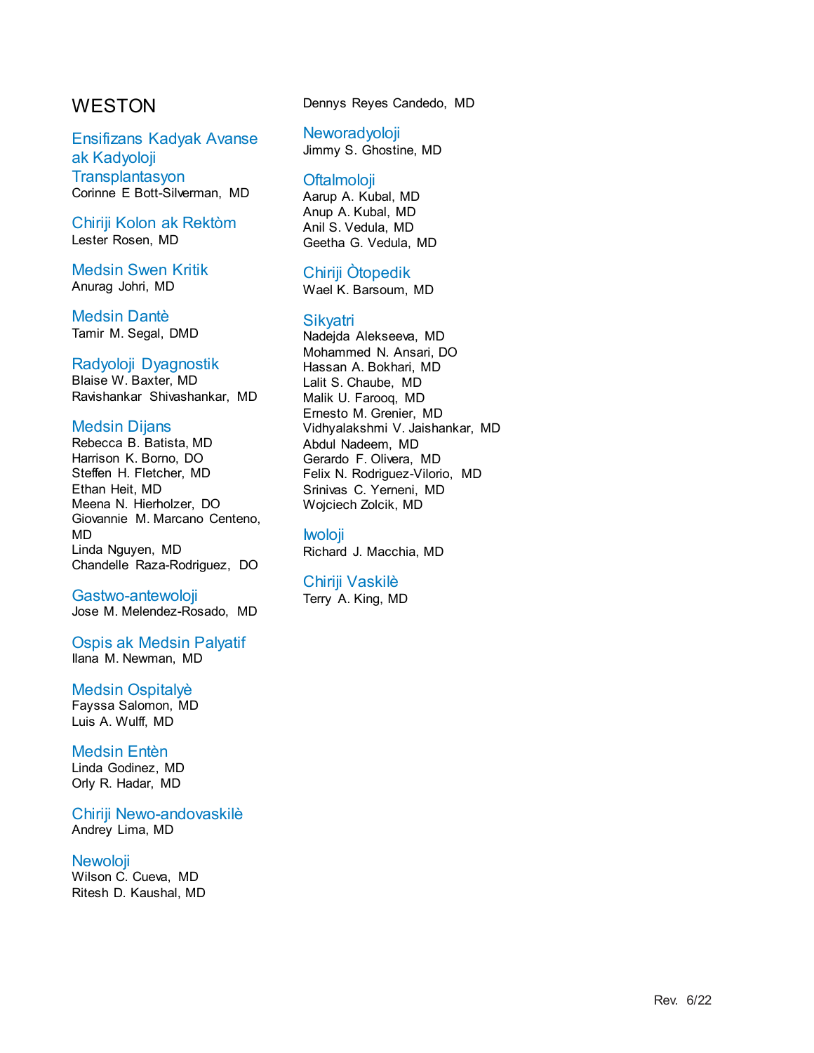## WESTON

### Ensifizans Kadyak Avanse ak Kadyoloji Transplantasyon
Corinne E Bott-Silverman, MD

### Chiriji Kolon ak Rektòm
Lester Rosen, MD

### Medsin Swen Kritik
Anurag Johri, MD

### Medsin Dantè
Tamir M. Segal, DMD

### Radyoloji Dyagnostik
Blaise W. Baxter, MD
Ravishankar Shivashankar, MD

### Medsin Dijans
Rebecca B. Batista, MD
Harrison K. Borno, DO
Steffen H. Fletcher, MD
Ethan Heit, MD
Meena N. Hierholzer, DO
Giovannie M. Marcano Centeno, MD
Linda Nguyen, MD
Chandelle Raza-Rodriguez, DO

### Gastwo-antewoloji
Jose M. Melendez-Rosado, MD

### Ospis ak Medsin Palyatif
Ilana M. Newman, MD

### Medsin Ospitalyè
Fayssa Salomon, MD
Luis A. Wulff, MD

### Medsin Entèn
Linda Godinez, MD
Orly R. Hadar, MD

### Chiriji Newo-andovaskilè
Andrey Lima, MD

### Newoloji
Wilson C. Cueva, MD
Ritesh D. Kaushal, MD
Dennys Reyes Candedo, MD

### Neworadyoloji
Jimmy S. Ghostine, MD

### Oftalmoloji
Aarup A. Kubal, MD
Anup A. Kubal, MD
Anil S. Vedula, MD
Geetha G. Vedula, MD

### Chiriji Òtopedik
Wael K. Barsoum, MD

### Sikyatri
Nadejda Alekseeva, MD
Mohammed N. Ansari, DO
Hassan A. Bokhari, MD
Lalit S. Chaube, MD
Malik U. Farooq, MD
Ernesto M. Grenier, MD
Vidhyalakshmi V. Jaishankar, MD
Abdul Nadeem, MD
Gerardo F. Olivera, MD
Felix N. Rodriguez-Vilorio, MD
Srinivas C. Yerneni, MD
Wojciech Zolcik, MD

### Iwoloji
Richard J. Macchia, MD

### Chiriji Vaskilè
Terry A. King, MD

Rev. 6/22